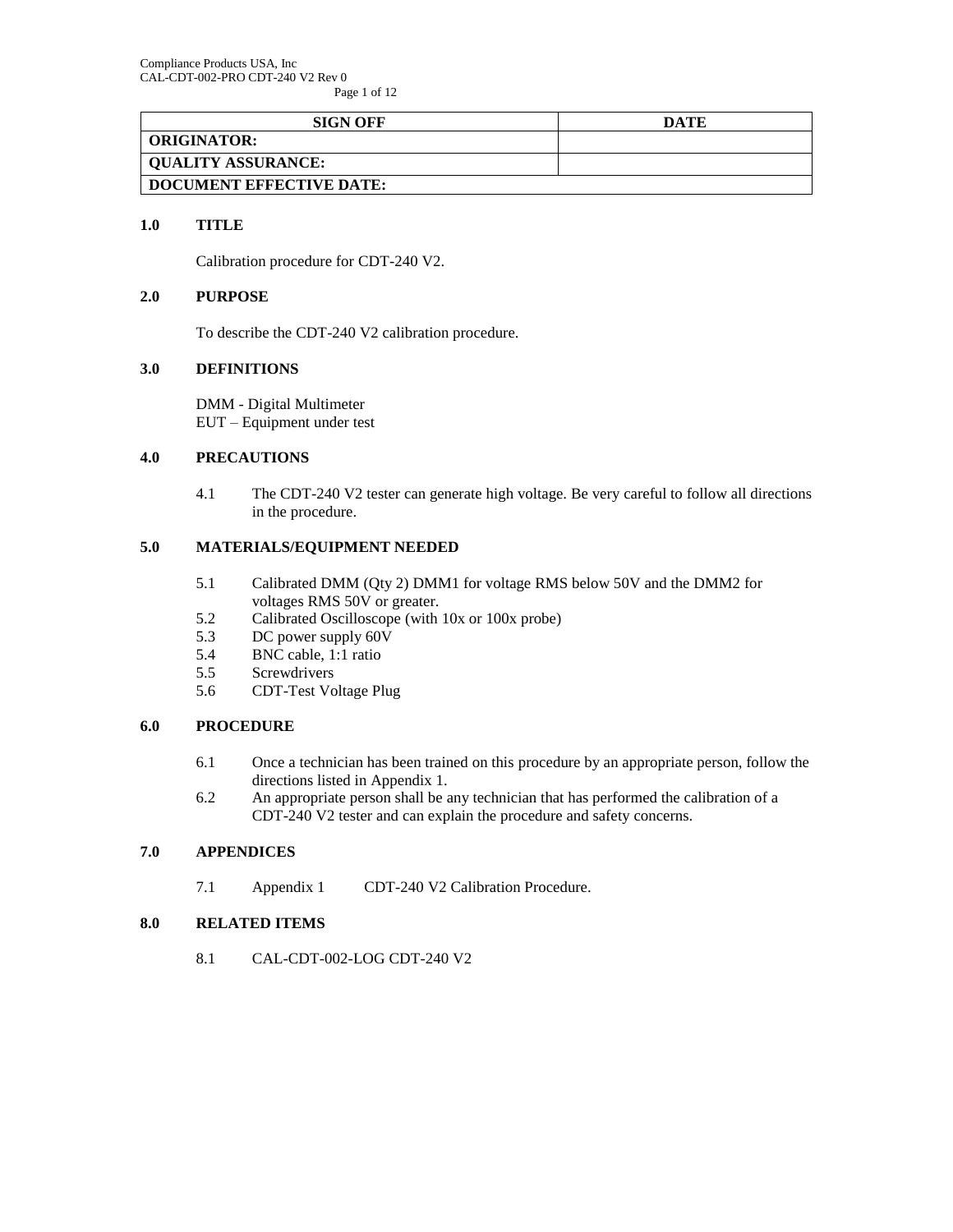| SIGN OFF | DATE |
|---|---|
| **ORIGINATOR:** | |
| **QUALITY ASSURANCE:** | |
| **DOCUMENT EFFECTIVE DATE:** | |

## 1.0 TITLE

Calibration procedure for CDT-240 V2.

## 2.0 PURPOSE

To describe the CDT-240 V2 calibration procedure.

## 3.0 DEFINITIONS

DMM - Digital Multimeter
EUT – Equipment under test

## 4.0 PRECAUTIONS

4.1 The CDT-240 V2 tester can generate high voltage. Be very careful to follow all directions in the procedure.

## 5.0 MATERIALS/EQUIPMENT NEEDED

5.1 Calibrated DMM (Qty 2) DMM1 for voltage RMS below 50V and the DMM2 for voltages RMS 50V or greater.
5.2 Calibrated Oscilloscope (with 10x or 100x probe)
5.3 DC power supply 60V
5.4 BNC cable, 1:1 ratio
5.5 Screwdrivers
5.6 CDT-Test Voltage Plug

## 6.0 PROCEDURE

6.1 Once a technician has been trained on this procedure by an appropriate person, follow the directions listed in Appendix 1.
6.2 An appropriate person shall be any technician that has performed the calibration of a CDT-240 V2 tester and can explain the procedure and safety concerns.

## 7.0 APPENDICES

7.1 Appendix 1 CDT-240 V2 Calibration Procedure.

## 8.0 RELATED ITEMS

8.1 CAL-CDT-002-LOG CDT-240 V2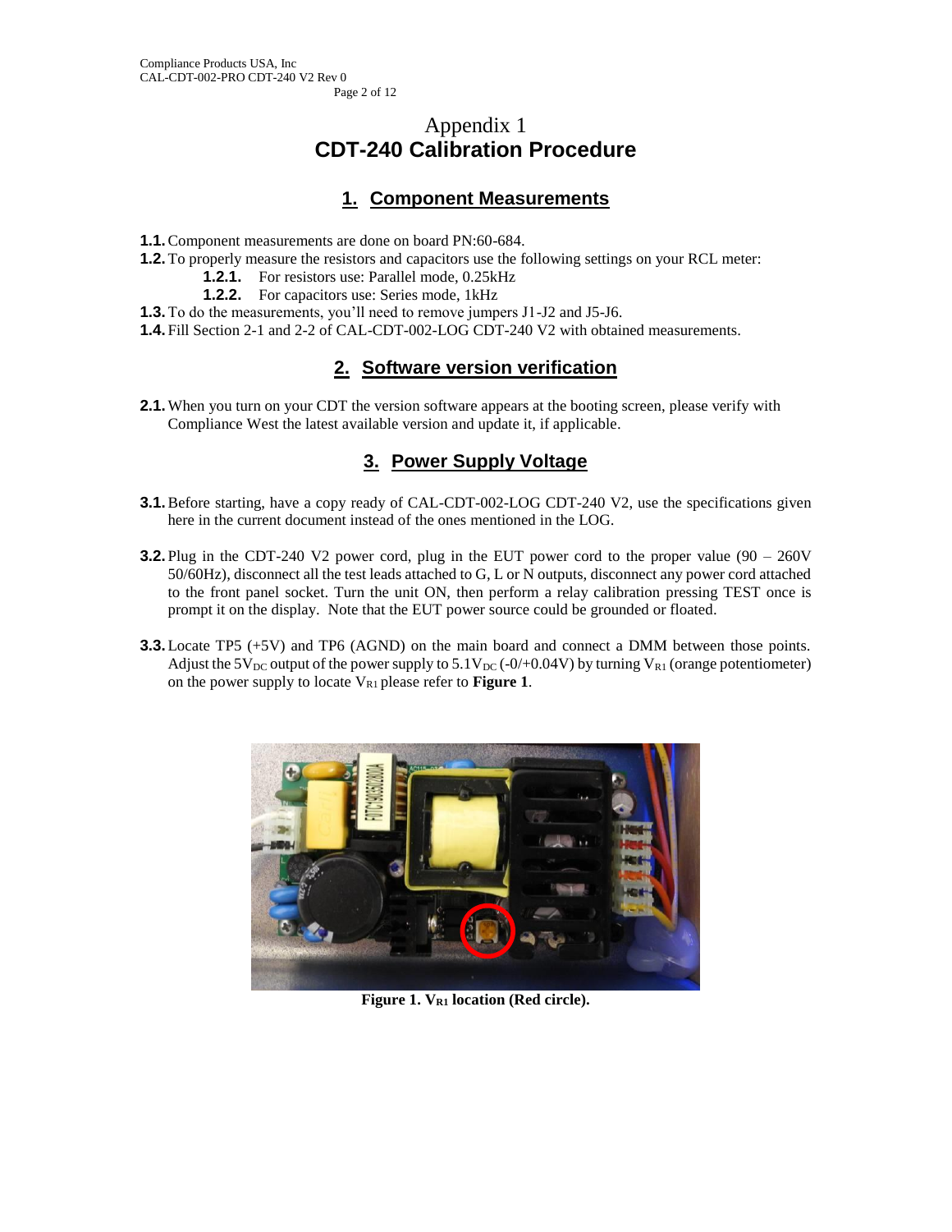# Appendix 1
# CDT-240 Calibration Procedure

## 1. Component Measurements

**1.1.** Component measurements are done on board PN:60-684.

**1.2.** To properly measure the resistors and capacitors use the following settings on your RCL meter:

- **1.2.1.** For resistors use: Parallel mode, 0.25kHz
- **1.2.2.** For capacitors use: Series mode, 1kHz

**1.3.** To do the measurements, you'll need to remove jumpers J1-J2 and J5-J6.

**1.4.** Fill Section 2-1 and 2-2 of CAL-CDT-002-LOG CDT-240 V2 with obtained measurements.

## 2. Software version verification

**2.1.** When you turn on your CDT the version software appears at the booting screen, please verify with Compliance West the latest available version and update it, if applicable.

## 3. Power Supply Voltage

**3.1.** Before starting, have a copy ready of CAL-CDT-002-LOG CDT-240 V2, use the specifications given here in the current document instead of the ones mentioned in the LOG.

**3.2.** Plug in the CDT-240 V2 power cord, plug in the EUT power cord to the proper value (90 – 260V 50/60Hz), disconnect all the test leads attached to G, L or N outputs, disconnect any power cord attached to the front panel socket. Turn the unit ON, then perform a relay calibration pressing TEST once is prompt it on the display. Note that the EUT power source could be grounded or floated.

**3.3.** Locate TP5 (+5V) and TP6 (AGND) on the main board and connect a DMM between those points. Adjust the $5V_{DC}$ output of the power supply to $5.1V_{DC}$ (-0/+0.04V) by turning $V_{R1}$ (orange potentiometer) on the power supply to locate $V_{R1}$ please refer to **Figure 1**.

**Figure 1. $V_{R1}$ location (Red circle).**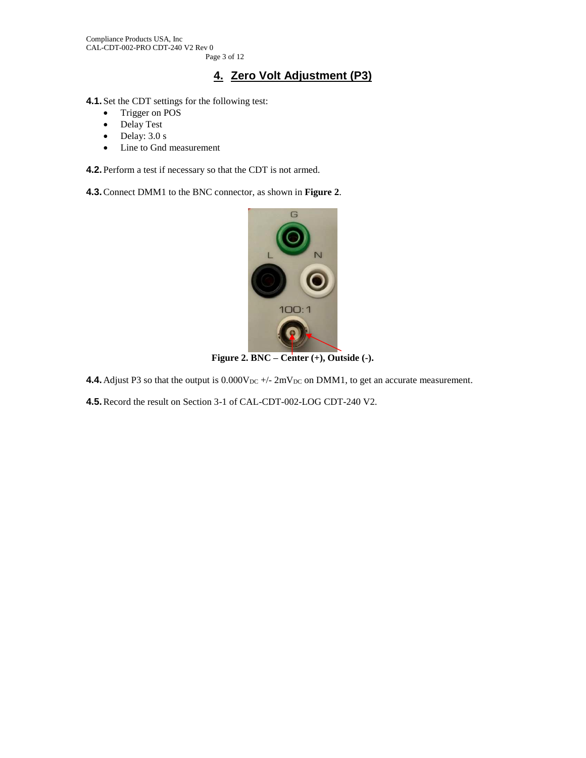## 4. Zero Volt Adjustment (P3)

**4.1.** Set the CDT settings for the following test:

- Trigger on POS
- Delay Test
- Delay: 3.0 s
- Line to Gnd measurement

**4.2.** Perform a test if necessary so that the CDT is not armed.

**4.3.** Connect DMM1 to the BNC connector, as shown in **Figure 2**.

**Figure 2. BNC – Center (+), Outside (-).**

**4.4.** Adjust P3 so that the output is $0.000V_{DC}$ +/- $2mV_{DC}$ on DMM1, to get an accurate measurement.

**4.5.** Record the result on Section 3-1 of CAL-CDT-002-LOG CDT-240 V2.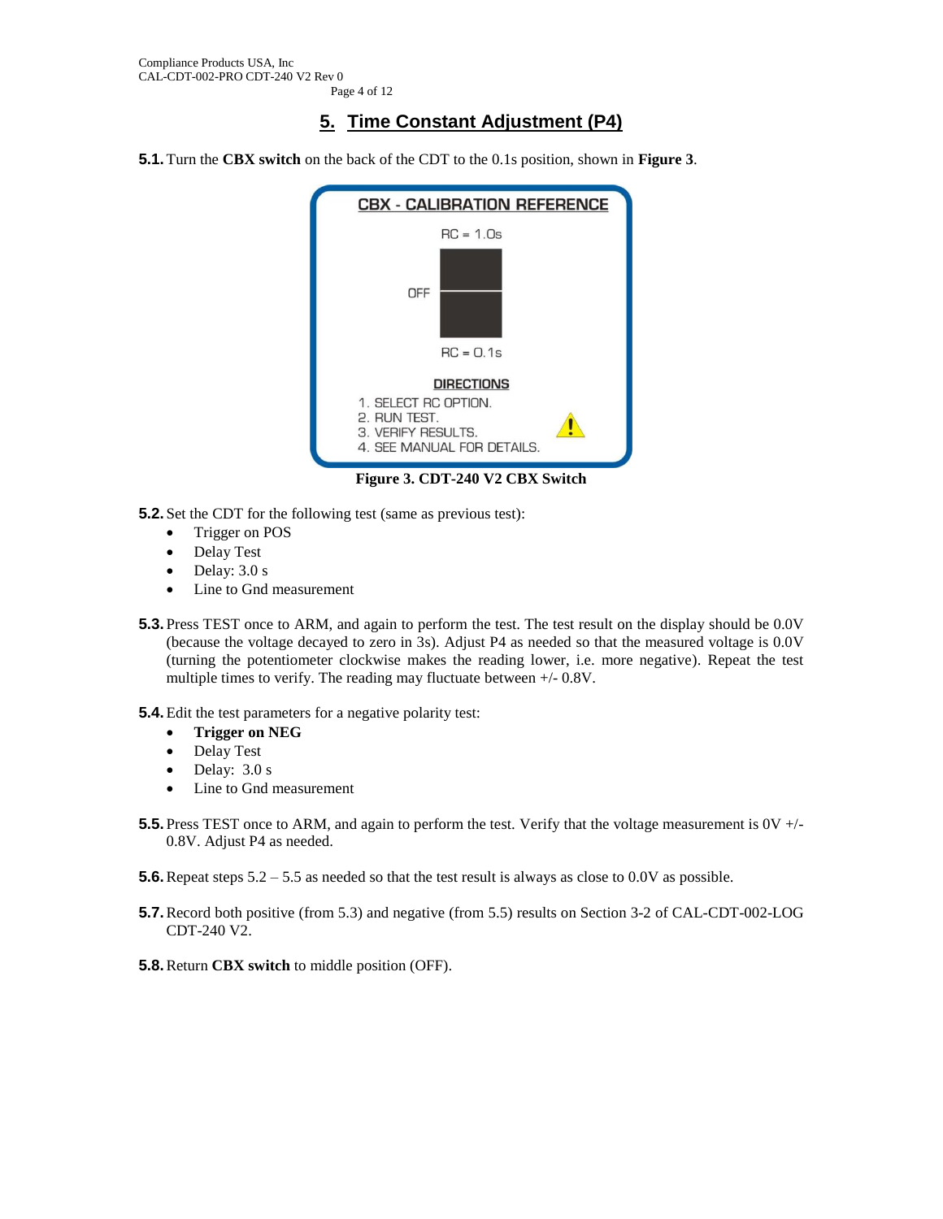## 5. Time Constant Adjustment (P4)

**5.1.** Turn the **CBX switch** on the back of the CDT to the 0.1s position, shown in **Figure 3**.

CBX - CALIBRATION REFERENCE

RC = 1.0s

OFF

RC = 0.1s

DIRECTIONS

1. SELECT RC OPTION.
2. RUN TEST.
3. VERIFY RESULTS.
4. SEE MANUAL FOR DETAILS.

**Figure 3. CDT-240 V2 CBX Switch**

**5.2.** Set the CDT for the following test (same as previous test):

- Trigger on POS
- Delay Test
- Delay: 3.0 s
- Line to Gnd measurement

**5.3.** Press TEST once to ARM, and again to perform the test. The test result on the display should be 0.0V (because the voltage decayed to zero in 3s). Adjust P4 as needed so that the measured voltage is 0.0V (turning the potentiometer clockwise makes the reading lower, i.e. more negative). Repeat the test multiple times to verify. The reading may fluctuate between +/- 0.8V.

**5.4.** Edit the test parameters for a negative polarity test:

- **Trigger on NEG**
- Delay Test
- Delay: 3.0 s
- Line to Gnd measurement

**5.5.** Press TEST once to ARM, and again to perform the test. Verify that the voltage measurement is 0V +/- 0.8V. Adjust P4 as needed.

**5.6.** Repeat steps 5.2 – 5.5 as needed so that the test result is always as close to 0.0V as possible.

**5.7.** Record both positive (from 5.3) and negative (from 5.5) results on Section 3-2 of CAL-CDT-002-LOG CDT-240 V2.

**5.8.** Return **CBX switch** to middle position (OFF).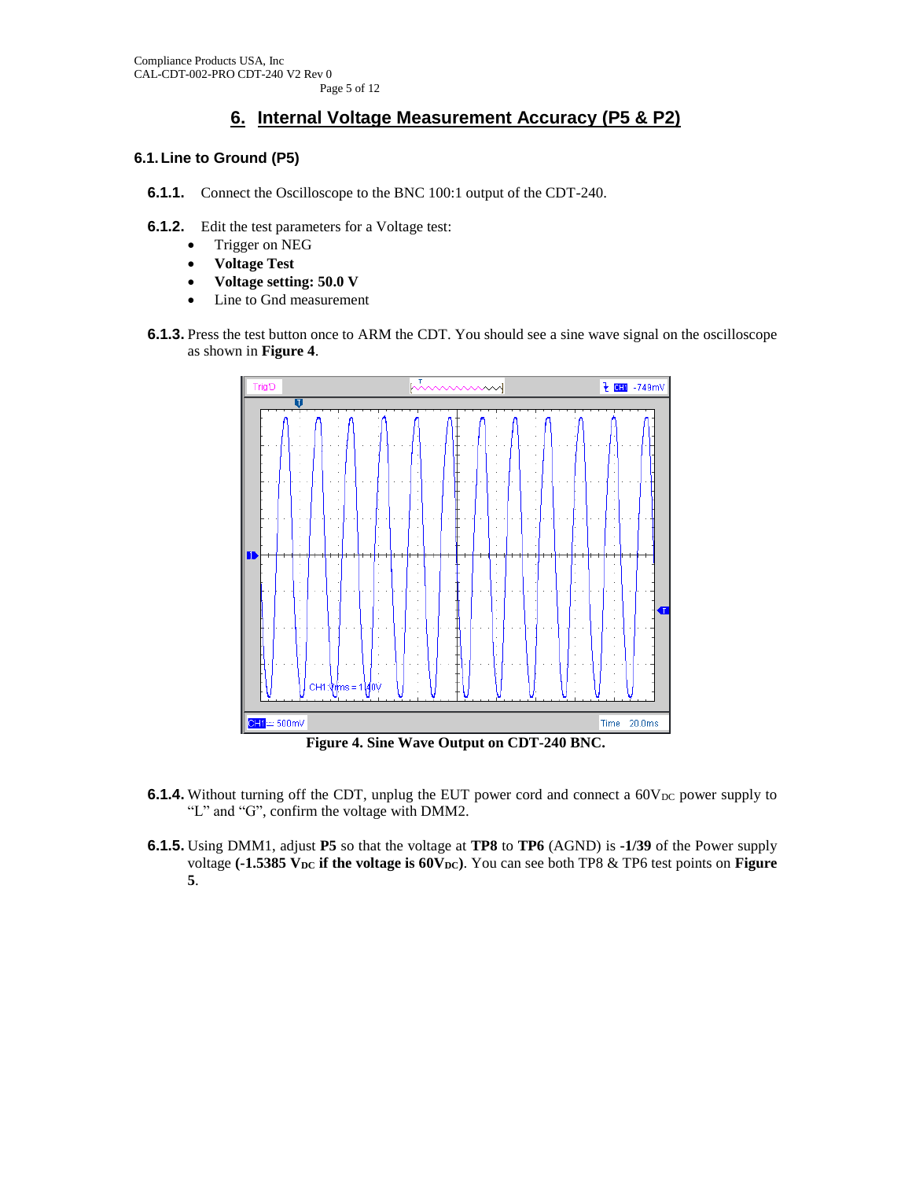# 6. Internal Voltage Measurement Accuracy (P5 & P2)

## 6.1. Line to Ground (P5)

**6.1.1.** Connect the Oscilloscope to the BNC 100:1 output of the CDT-240.

**6.1.2.** Edit the test parameters for a Voltage test:

- Trigger on NEG
- **Voltage Test**
- **Voltage setting: 50.0 V**
- Line to Gnd measurement

**6.1.3.** Press the test button once to ARM the CDT. You should see a sine wave signal on the oscilloscope as shown in **Figure 4**.

**Figure 4. Sine Wave Output on CDT-240 BNC.**

**6.1.4.** Without turning off the CDT, unplug the EUT power cord and connect a $60V_{DC}$ power supply to "L" and "G", confirm the voltage with DMM2.

**6.1.5.** Using DMM1, adjust **P5** so that the voltage at **TP8** to **TP6** (AGND) is **-1/39** of the Power supply voltage **(-1.5385 $V_{DC}$ if the voltage is 60$V_{DC}$)**. You can see both TP8 & TP6 test points on **Figure 5**.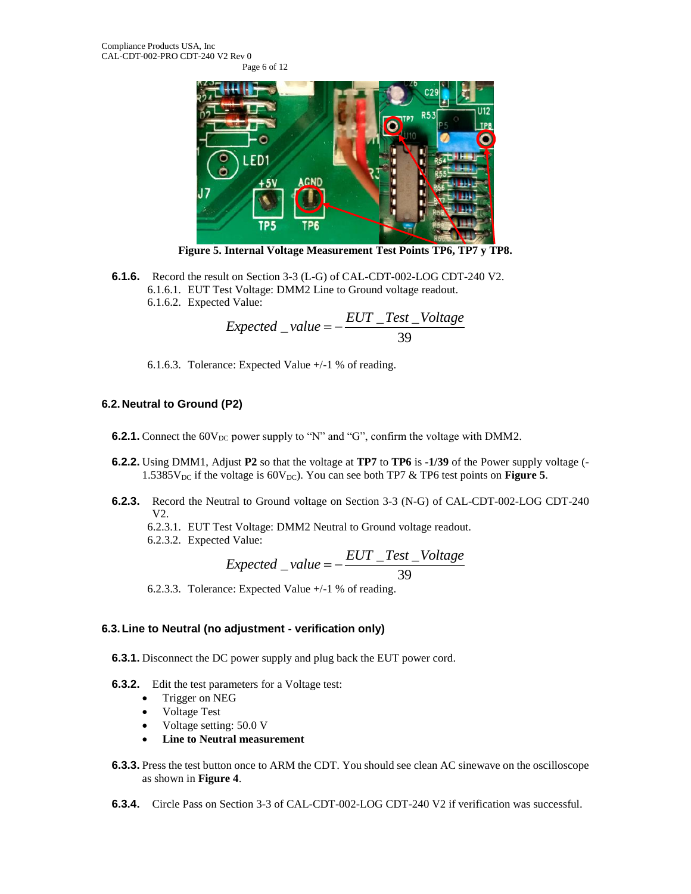Figure 5. Internal Voltage Measurement Test Points TP6, TP7 y TP8.

**6.1.6.** Record the result on Section 3-3 (L-G) of CAL-CDT-002-LOG CDT-240 V2.

6.1.6.1. EUT Test Voltage: DMM2 Line to Ground voltage readout.

6.1.6.2. Expected Value:

$$Expected\_value = -\frac{EUT\_Test\_Voltage}{39}$$

6.1.6.3. Tolerance: Expected Value +/-1 % of reading.

### 6.2. Neutral to Ground (P2)

**6.2.1.** Connect the $60V_{DC}$ power supply to "N" and "G", confirm the voltage with DMM2.

**6.2.2.** Using DMM1, Adjust **P2** so that the voltage at **TP7** to **TP6** is **-1/39** of the Power supply voltage (-$1.5385V_{DC}$ if the voltage is $60V_{DC}$). You can see both TP7 & TP6 test points on **Figure 5**.

**6.2.3.** Record the Neutral to Ground voltage on Section 3-3 (N-G) of CAL-CDT-002-LOG CDT-240 V2.

6.2.3.1. EUT Test Voltage: DMM2 Neutral to Ground voltage readout.

6.2.3.2. Expected Value:

$$Expected\_value = -\frac{EUT\_Test\_Voltage}{39}$$

6.2.3.3. Tolerance: Expected Value +/-1 % of reading.

### 6.3. Line to Neutral (no adjustment - verification only)

**6.3.1.** Disconnect the DC power supply and plug back the EUT power cord.

**6.3.2.** Edit the test parameters for a Voltage test:

- Trigger on NEG
- Voltage Test
- Voltage setting: 50.0 V
- **Line to Neutral measurement**

**6.3.3.** Press the test button once to ARM the CDT. You should see clean AC sinewave on the oscilloscope as shown in **Figure 4**.

**6.3.4.** Circle Pass on Section 3-3 of CAL-CDT-002-LOG CDT-240 V2 if verification was successful.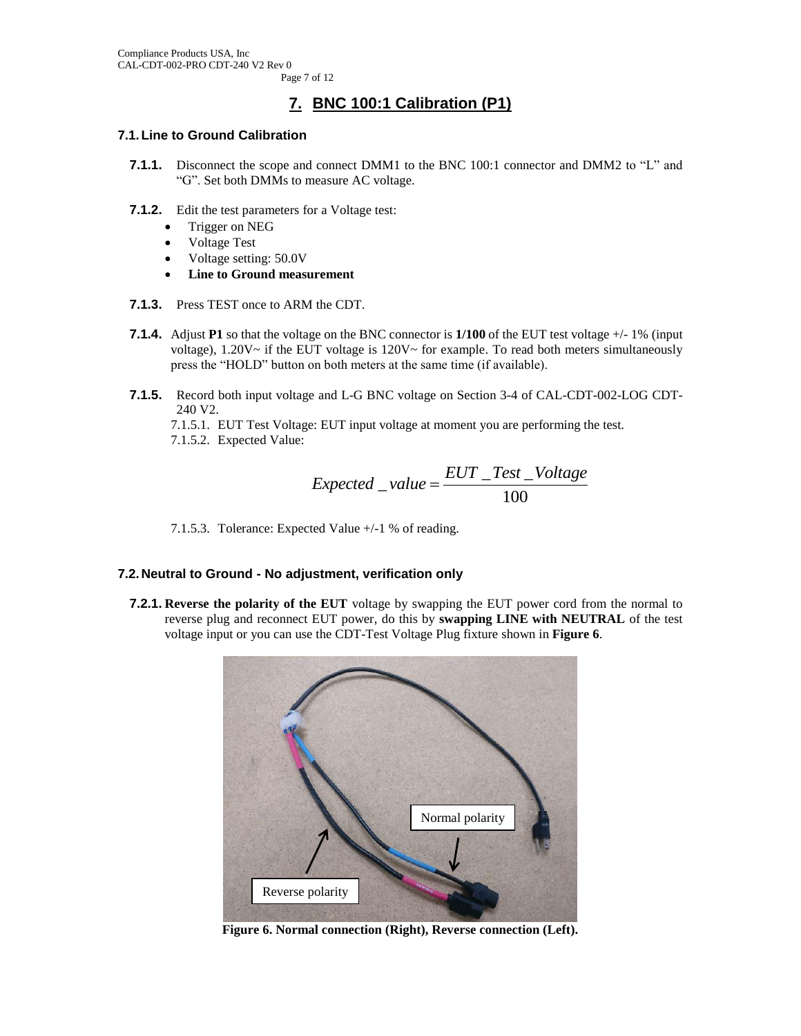# 7. BNC 100:1 Calibration (P1)

## 7.1. Line to Ground Calibration

**7.1.1.** Disconnect the scope and connect DMM1 to the BNC 100:1 connector and DMM2 to "L" and "G". Set both DMMs to measure AC voltage.

**7.1.2.** Edit the test parameters for a Voltage test:

- Trigger on NEG
- Voltage Test
- Voltage setting: 50.0V
- **Line to Ground measurement**

**7.1.3.** Press TEST once to ARM the CDT.

**7.1.4.** Adjust **P1** so that the voltage on the BNC connector is **1/100** of the EUT test voltage +/- 1% (input voltage), 1.20V~ if the EUT voltage is 120V~ for example. To read both meters simultaneously press the "HOLD" button on both meters at the same time (if available).

**7.1.5.** Record both input voltage and L-G BNC voltage on Section 3-4 of CAL-CDT-002-LOG CDT-240 V2.

7.1.5.1. EUT Test Voltage: EUT input voltage at moment you are performing the test.

7.1.5.2. Expected Value:

$$Expected\_value = \frac{EUT\_Test\_Voltage}{100}$$

7.1.5.3. Tolerance: Expected Value +/-1 % of reading.

## 7.2. Neutral to Ground - No adjustment, verification only

**7.2.1. Reverse the polarity of the EUT** voltage by swapping the EUT power cord from the normal to reverse plug and reconnect EUT power, do this by **swapping LINE with NEUTRAL** of the test voltage input or you can use the CDT-Test Voltage Plug fixture shown in **Figure 6**.

Normal polarity

Reverse polarity

**Figure 6. Normal connection (Right), Reverse connection (Left).**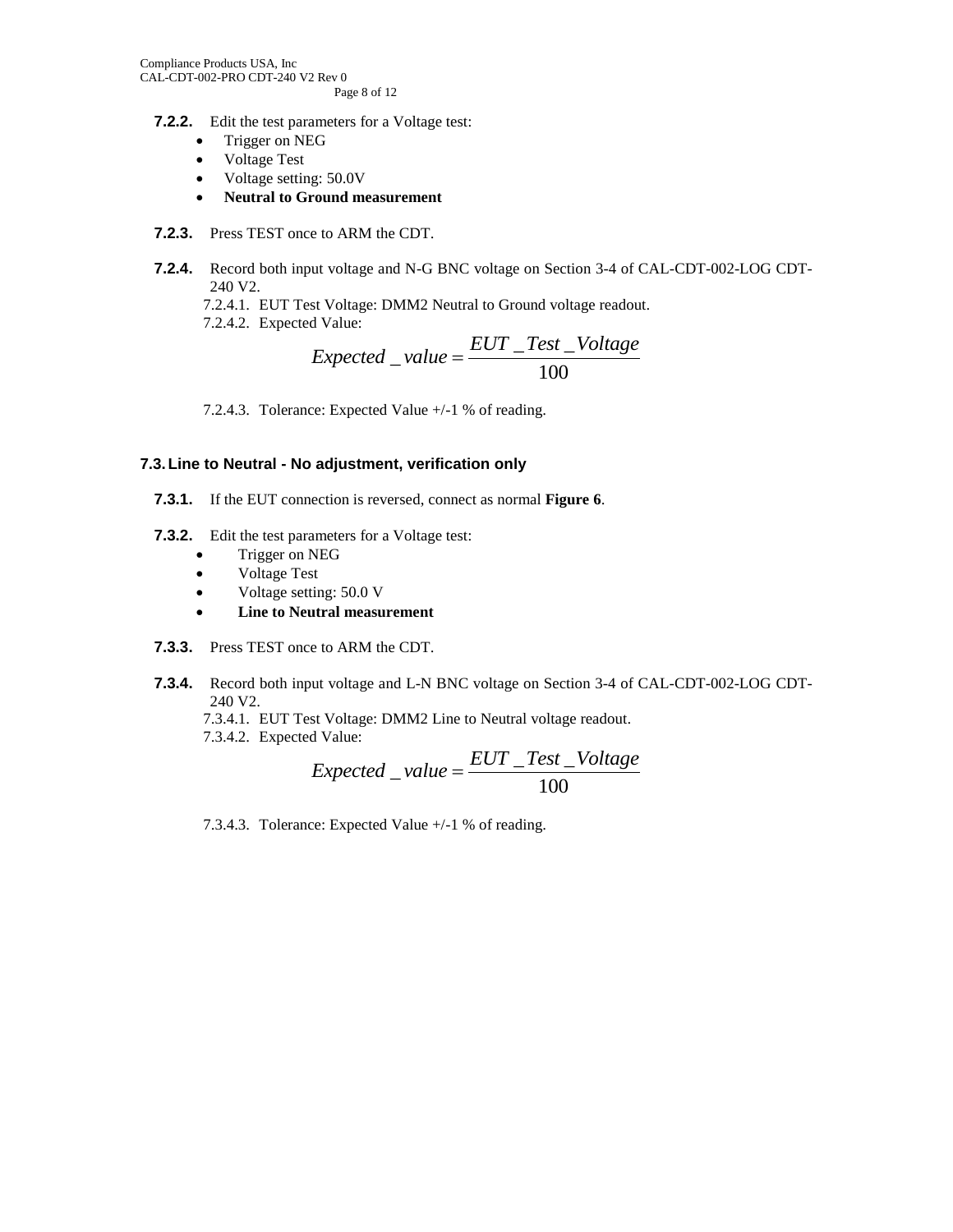**7.2.2.** Edit the test parameters for a Voltage test:

- Trigger on NEG
- Voltage Test
- Voltage setting: 50.0V
- **Neutral to Ground measurement**

**7.2.3.** Press TEST once to ARM the CDT.

**7.2.4.** Record both input voltage and N-G BNC voltage on Section 3-4 of CAL-CDT-002-LOG CDT-240 V2.

7.2.4.1. EUT Test Voltage: DMM2 Neutral to Ground voltage readout.

7.2.4.2. Expected Value:

$$Expected\_value = \frac{EUT\_Test\_Voltage}{100}$$

7.2.4.3. Tolerance: Expected Value +/-1 % of reading.

## 7.3. Line to Neutral - No adjustment, verification only

**7.3.1.** If the EUT connection is reversed, connect as normal **Figure 6**.

**7.3.2.** Edit the test parameters for a Voltage test:

- Trigger on NEG
- Voltage Test
- Voltage setting: 50.0 V
- **Line to Neutral measurement**

**7.3.3.** Press TEST once to ARM the CDT.

**7.3.4.** Record both input voltage and L-N BNC voltage on Section 3-4 of CAL-CDT-002-LOG CDT-240 V2.

7.3.4.1. EUT Test Voltage: DMM2 Line to Neutral voltage readout.

7.3.4.2. Expected Value:

$$Expected\_value = \frac{EUT\_Test\_Voltage}{100}$$

7.3.4.3. Tolerance: Expected Value +/-1 % of reading.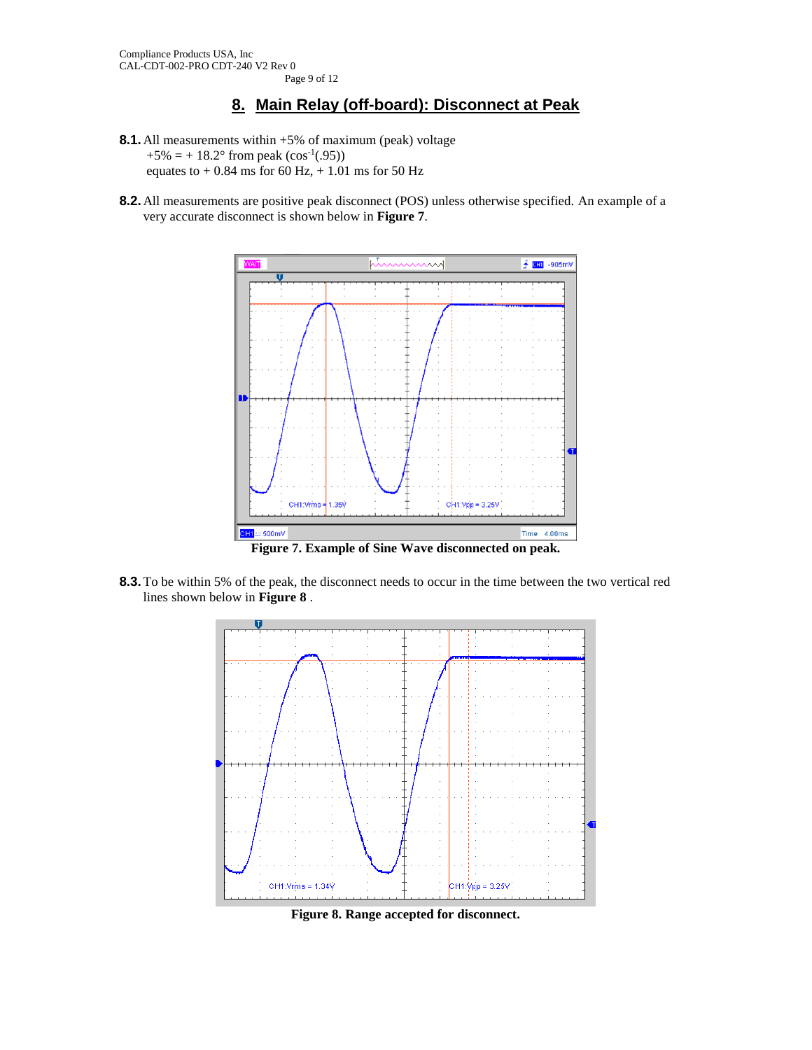## 8. Main Relay (off-board): Disconnect at Peak

**8.1.** All measurements within +5% of maximum (peak) voltage
+5% = + 18.2° from peak ($\cos^{-1}(.95)$)
equates to + 0.84 ms for 60 Hz, + 1.01 ms for 50 Hz

**8.2.** All measurements are positive peak disconnect (POS) unless otherwise specified. An example of a very accurate disconnect is shown below in **Figure 7**.

**Figure 7. Example of Sine Wave disconnected on peak.**

**8.3.** To be within 5% of the peak, the disconnect needs to occur in the time between the two vertical red lines shown below in **Figure 8** .

**Figure 8. Range accepted for disconnect.**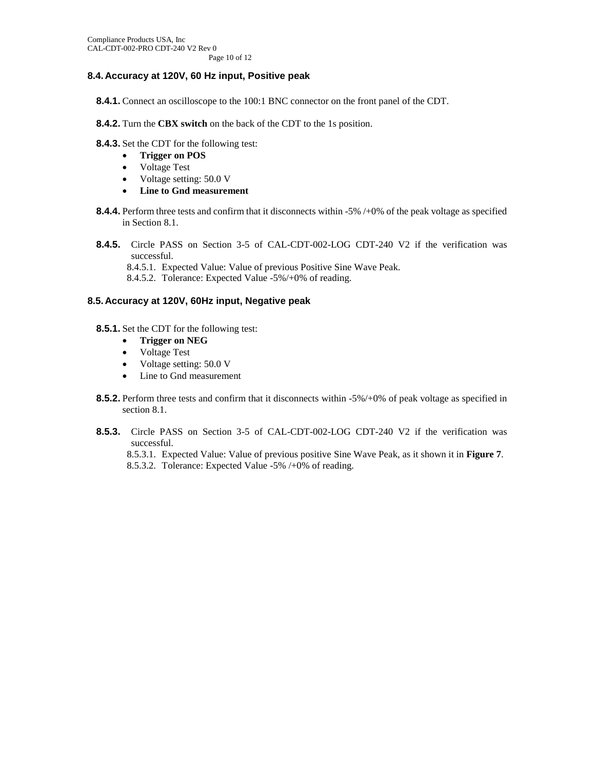## 8.4. Accuracy at 120V, 60 Hz input, Positive peak

**8.4.1.** Connect an oscilloscope to the 100:1 BNC connector on the front panel of the CDT.

**8.4.2.** Turn the **CBX switch** on the back of the CDT to the 1s position.

**8.4.3.** Set the CDT for the following test:

- **Trigger on POS**
- Voltage Test
- Voltage setting: 50.0 V
- **Line to Gnd measurement**

**8.4.4.** Perform three tests and confirm that it disconnects within -5% /+0% of the peak voltage as specified in Section 8.1.

**8.4.5.** Circle PASS on Section 3-5 of CAL-CDT-002-LOG CDT-240 V2 if the verification was successful.

8.4.5.1. Expected Value: Value of previous Positive Sine Wave Peak.

8.4.5.2. Tolerance: Expected Value -5%/+0% of reading.

## 8.5. Accuracy at 120V, 60Hz input, Negative peak

**8.5.1.** Set the CDT for the following test:

- **Trigger on NEG**
- Voltage Test
- Voltage setting: 50.0 V
- Line to Gnd measurement

**8.5.2.** Perform three tests and confirm that it disconnects within -5%/+0% of peak voltage as specified in section 8.1.

**8.5.3.** Circle PASS on Section 3-5 of CAL-CDT-002-LOG CDT-240 V2 if the verification was successful.

8.5.3.1. Expected Value: Value of previous positive Sine Wave Peak, as it shown it in **Figure 7**.

8.5.3.2. Tolerance: Expected Value -5% /+0% of reading.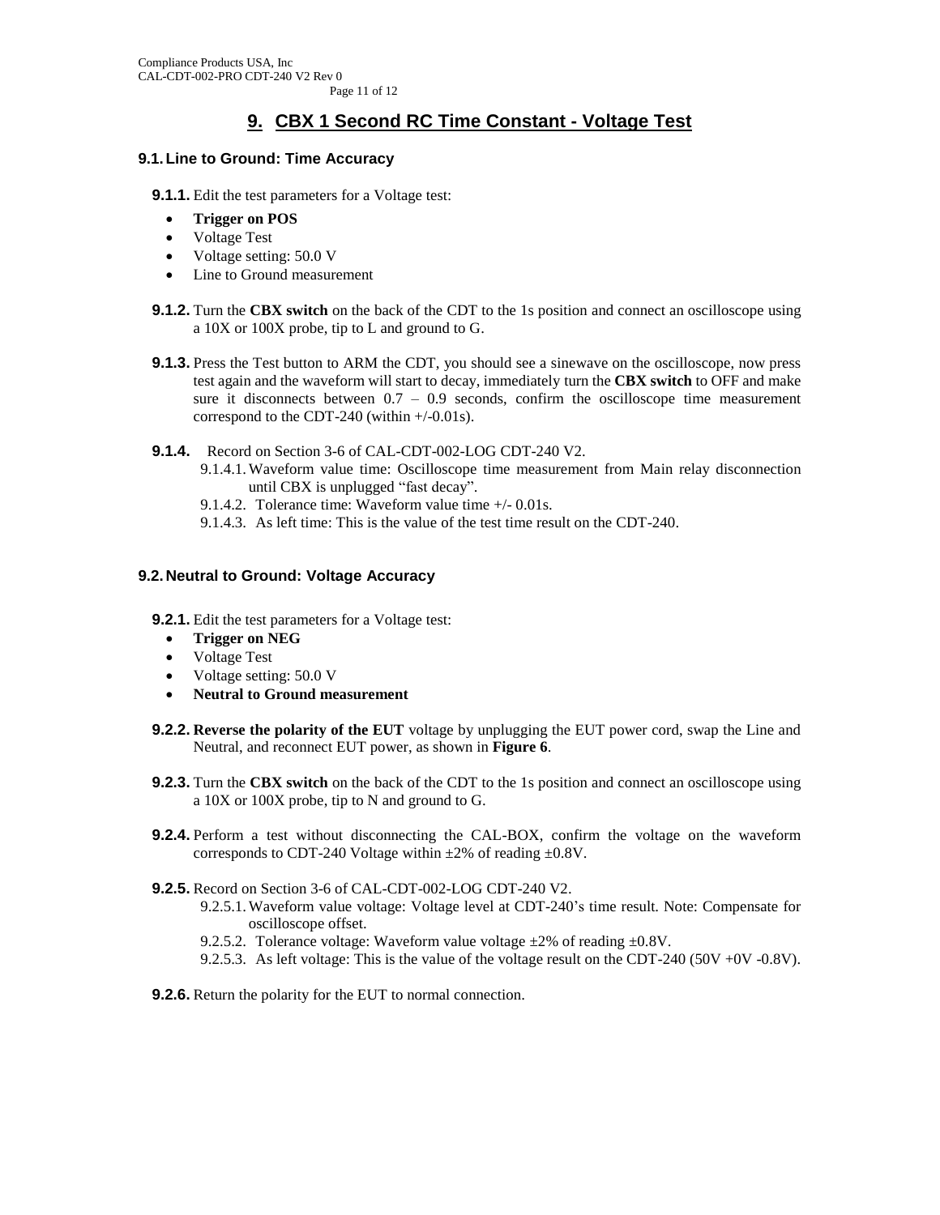# 9. CBX 1 Second RC Time Constant - Voltage Test

## 9.1. Line to Ground: Time Accuracy

**9.1.1.** Edit the test parameters for a Voltage test:

- **Trigger on POS**
- Voltage Test
- Voltage setting: 50.0 V
- Line to Ground measurement

**9.1.2.** Turn the **CBX switch** on the back of the CDT to the 1s position and connect an oscilloscope using a 10X or 100X probe, tip to L and ground to G.

**9.1.3.** Press the Test button to ARM the CDT, you should see a sinewave on the oscilloscope, now press test again and the waveform will start to decay, immediately turn the **CBX switch** to OFF and make sure it disconnects between 0.7 – 0.9 seconds, confirm the oscilloscope time measurement correspond to the CDT-240 (within +/-0.01s).

**9.1.4.** Record on Section 3-6 of CAL-CDT-002-LOG CDT-240 V2.

- 9.1.4.1. Waveform value time: Oscilloscope time measurement from Main relay disconnection until CBX is unplugged “fast decay”.
- 9.1.4.2. Tolerance time: Waveform value time +/- 0.01s.
- 9.1.4.3. As left time: This is the value of the test time result on the CDT-240.

## 9.2. Neutral to Ground: Voltage Accuracy

**9.2.1.** Edit the test parameters for a Voltage test:

- **Trigger on NEG**
- Voltage Test
- Voltage setting: 50.0 V
- **Neutral to Ground measurement**

**9.2.2.** **Reverse the polarity of the EUT** voltage by unplugging the EUT power cord, swap the Line and Neutral, and reconnect EUT power, as shown in **Figure 6**.

**9.2.3.** Turn the **CBX switch** on the back of the CDT to the 1s position and connect an oscilloscope using a 10X or 100X probe, tip to N and ground to G.

**9.2.4.** Perform a test without disconnecting the CAL-BOX, confirm the voltage on the waveform corresponds to CDT-240 Voltage within ±2% of reading ±0.8V.

**9.2.5.** Record on Section 3-6 of CAL-CDT-002-LOG CDT-240 V2.

- 9.2.5.1. Waveform value voltage: Voltage level at CDT-240’s time result. Note: Compensate for oscilloscope offset.
- 9.2.5.2. Tolerance voltage: Waveform value voltage ±2% of reading ±0.8V.
- 9.2.5.3. As left voltage: This is the value of the voltage result on the CDT-240 (50V +0V -0.8V).

**9.2.6.** Return the polarity for the EUT to normal connection.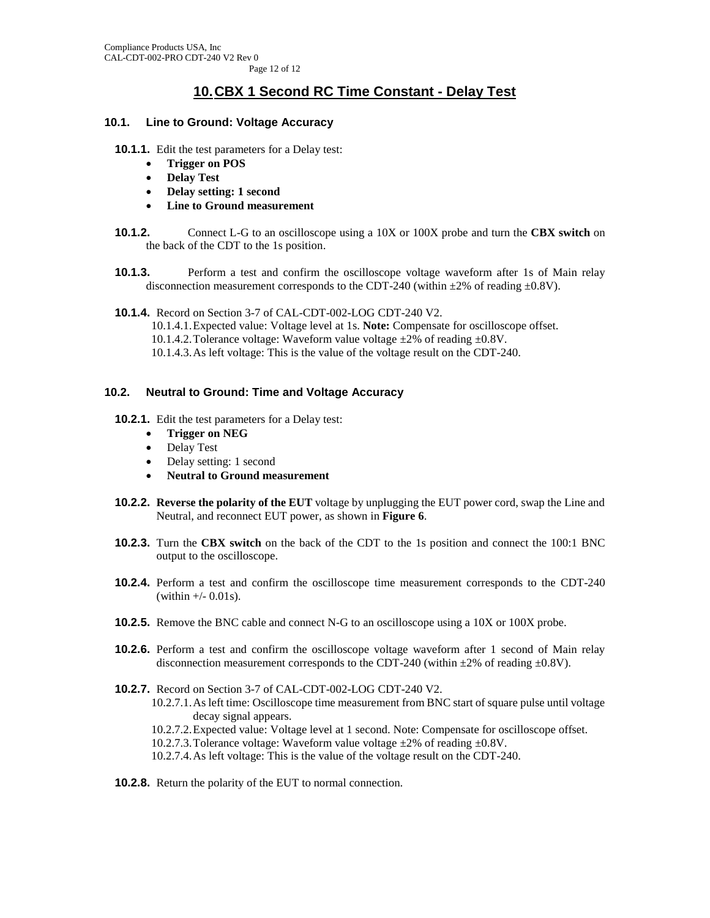# 10. CBX 1 Second RC Time Constant - Delay Test

## 10.1. Line to Ground: Voltage Accuracy

**10.1.1.** Edit the test parameters for a Delay test:

- **Trigger on POS**
- **Delay Test**
- **Delay setting: 1 second**
- **Line to Ground measurement**

**10.1.2.** Connect L-G to an oscilloscope using a 10X or 100X probe and turn the **CBX switch** on the back of the CDT to the 1s position.

**10.1.3.** Perform a test and confirm the oscilloscope voltage waveform after 1s of Main relay disconnection measurement corresponds to the CDT-240 (within ±2% of reading ±0.8V).

**10.1.4.** Record on Section 3-7 of CAL-CDT-002-LOG CDT-240 V2.

10.1.4.1. Expected value: Voltage level at 1s. **Note:** Compensate for oscilloscope offset.

10.1.4.2. Tolerance voltage: Waveform value voltage ±2% of reading ±0.8V.

10.1.4.3. As left voltage: This is the value of the voltage result on the CDT-240.

## 10.2. Neutral to Ground: Time and Voltage Accuracy

**10.2.1.** Edit the test parameters for a Delay test:

- **Trigger on NEG**
- Delay Test
- Delay setting: 1 second
- **Neutral to Ground measurement**

**10.2.2.** **Reverse the polarity of the EUT** voltage by unplugging the EUT power cord, swap the Line and Neutral, and reconnect EUT power, as shown in **Figure 6**.

**10.2.3.** Turn the **CBX switch** on the back of the CDT to the 1s position and connect the 100:1 BNC output to the oscilloscope.

**10.2.4.** Perform a test and confirm the oscilloscope time measurement corresponds to the CDT-240 (within +/- 0.01s).

**10.2.5.** Remove the BNC cable and connect N-G to an oscilloscope using a 10X or 100X probe.

**10.2.6.** Perform a test and confirm the oscilloscope voltage waveform after 1 second of Main relay disconnection measurement corresponds to the CDT-240 (within ±2% of reading ±0.8V).

**10.2.7.** Record on Section 3-7 of CAL-CDT-002-LOG CDT-240 V2.

10.2.7.1. As left time: Oscilloscope time measurement from BNC start of square pulse until voltage decay signal appears.

10.2.7.2. Expected value: Voltage level at 1 second. Note: Compensate for oscilloscope offset.

10.2.7.3. Tolerance voltage: Waveform value voltage ±2% of reading ±0.8V.

10.2.7.4. As left voltage: This is the value of the voltage result on the CDT-240.

**10.2.8.** Return the polarity of the EUT to normal connection.